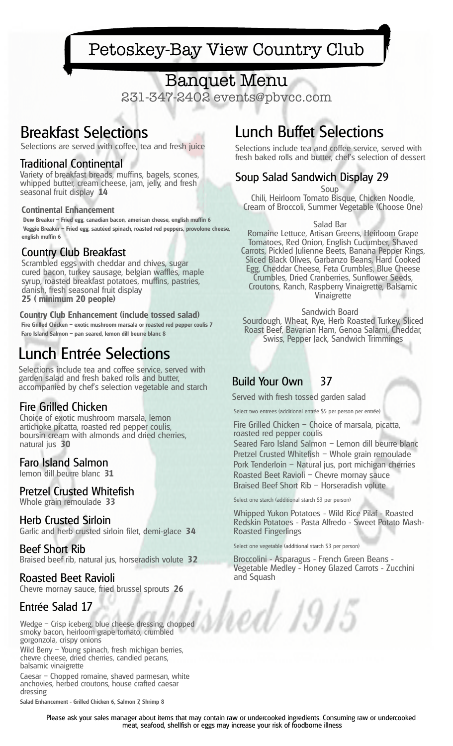# Petoskey-Bay View Country Club

## Banquet Menu

231-347-2402 events@pbvcc.com

## Breakfast Selections

Selections are served with coffee, tea and fresh juice

### Traditional Continental

Variety of breakfast breads, muffins, bagels, scones, whipped butter, cream cheese, jam, jelly, and fresh seasonal fruit display **14**

**Continental Enhancement**

**Dew Breaker – Fried egg, canadian bacon, american cheese, english muffin 6**

**Veggie Breaker – Fried egg, sautéed spinach, roasted red peppers, provolone cheese, english muffin 6**

### Country Club Breakfast

Scrambled eggs with cheddar and chives, sugar cured bacon, turkey sausage, belgian waffles, maple syrup, roasted breakfast potatoes, muffins, pastries, danish, fresh seasonal fruit display
**25 ( minimum 20 people)**

**Country Club Enhancement (include tossed salad)**

**Fire Grilled Chicken – exotic mushroom marsala or roasted red pepper coulis 7**

**Faro Island Salmon – pan seared, lemon dill beurre blanc 8**

## Lunch Entrée Selections

Selections include tea and coffee service, served with garden salad and fresh baked rolls and butter, accompanied by chef's selection vegetable and starch

### Fire Grilled Chicken

Choice of exotic mushroom marsala, lemon artichoke picatta, roasted red pepper coulis, boursin cream with almonds and dried cherries, natural jus **30**

### Faro Island Salmon

lemon dill beurre blanc **31**

### Pretzel Crusted Whitefish

Whole grain remoulade **33**

### Herb Crusted Sirloin

Garlic and herb crusted sirloin filet, demi-glace **34**

### Beef Short Rib

Braised beef rib, natural jus, horseradish volute **32**

### Roasted Beet Ravioli

Chevre mornay sauce, fried brussel sprouts **26**

### Entrée Salad 17

Wedge – Crisp iceberg, blue cheese dressing, chopped smoky bacon, heirloom grape tomato, crumbled gorgonzola, crispy onions

Wild Berry – Young spinach, fresh michigan berries, chevre cheese, dried cherries, candied pecans, balsamic vinaigrette

Caesar – Chopped romaine, shaved parmesan, white anchovies, herbed croutons, house crafted caesar dressing

**Salad Enhancement - Grilled Chicken 6, Salmon 7, Shrimp 8**

## Lunch Buffet Selections

Selections include tea and coffee service, served with fresh baked rolls and butter, chef's selection of dessert

### Soup Salad Sandwich Display 29

Soup

Chili, Heirloom Tomato Bisque, Chicken Noodle, Cream of Broccoli, Summer Vegetable (Choose One)

Salad Bar

Romaine Lettuce, Artisan Greens, Heirloom Grape Tomatoes, Red Onion, English Cucumber, Shaved Carrots, Pickled Julienne Beets, Banana Pepper Rings, Sliced Black Olives, Garbanzo Beans, Hard Cooked Egg, Cheddar Cheese, Feta Crumbles, Blue Cheese Crumbles, Dried Cranberries, Sunflower Seeds, Croutons, Ranch, Raspberry Vinaigrette, Balsamic Vinaigrette

Sandwich Board

Sourdough, Wheat, Rye, Herb Roasted Turkey, Sliced Roast Beef, Bavarian Ham, Genoa Salami, Cheddar, Swiss, Pepper Jack, Sandwich Trimmings

### Build Your Own 37

Served with fresh tossed garden salad

Select two entrees (additional entrée $5 per person per entrée)

Fire Grilled Chicken – Choice of marsala, picatta, roasted red pepper coulis

Seared Faro Island Salmon – Lemon dill beurre blanc

Pretzel Crusted Whitefish – Whole grain remoulade

Pork Tenderloin – Natural jus, port michigan cherries

Roasted Beet Ravioli – Chevre mornay sauce

Braised Beef Short Rib – Horseradish volute

Select one starch (additional starch $3 per person)

Whipped Yukon Potatoes - Wild Rice Pilaf - Roasted Redskin Potatoes - Pasta Alfredo - Sweet Potato Mash- Roasted Fingerlings

Select one vegetable (additional starch $3 per person)

Broccolini - Asparagus - French Green Beans - Vegetable Medley - Honey Glazed Carrots - Zucchini and Squash

Please ask your sales manager about items that may contain raw or undercooked ingredients. Consuming raw or undercooked meat, seafood, shellfish or eggs may increase your risk of foodborne illness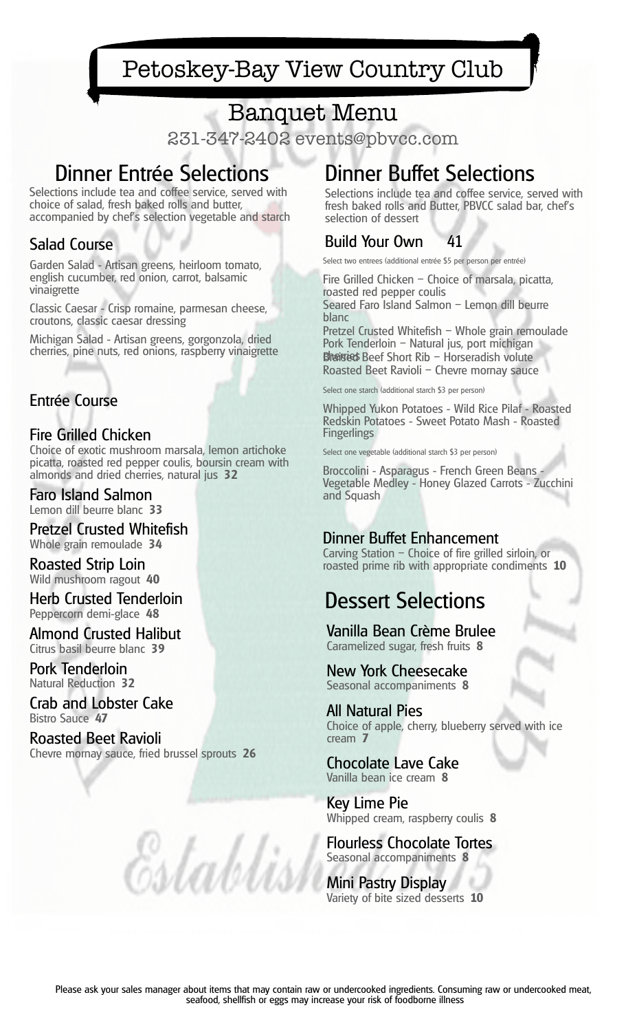# Petoskey-Bay View Country Club

## Banquet Menu

231-347-2402 events@pbvcc.com

## Dinner Entrée Selections

Selections include tea and coffee service, served with choice of salad, fresh baked rolls and butter, accompanied by chef's selection vegetable and starch

### Salad Course

Garden Salad - Artisan greens, heirloom tomato, english cucumber, red onion, carrot, balsamic vinaigrette

Classic Caesar - Crisp romaine, parmesan cheese, croutons, classic caesar dressing

Michigan Salad - Artisan greens, gorgonzola, dried cherries, pine nuts, red onions, raspberry vinaigrette

### Entrée Course

**Fire Grilled Chicken**
Choice of exotic mushroom marsala, lemon artichoke picatta, roasted red pepper coulis, boursin cream with almonds and dried cherries, natural jus **32**

**Faro Island Salmon**
Lemon dill beurre blanc **33**

**Pretzel Crusted Whitefish**
Whole grain remoulade **34**

**Roasted Strip Loin**
Wild mushroom ragout **40**

**Herb Crusted Tenderloin**
Peppercorn demi-glace **48**

**Almond Crusted Halibut**
Citrus basil beurre blanc **39**

**Pork Tenderloin**
Natural Reduction **32**

**Crab and Lobster Cake**
Bistro Sauce **47**

**Roasted Beet Ravioli**
Chevre mornay sauce, fried brussel sprouts **26**

## Dinner Buffet Selections

Selections include tea and coffee service, served with fresh baked rolls and Butter, PBVCC salad bar, chef's selection of dessert

### Build Your Own 41

Select two entrees (additional entrée $5 per person per entrée)

Fire Grilled Chicken – Choice of marsala, picatta, roasted red pepper coulis
Seared Faro Island Salmon – Lemon dill beurre blanc
Pretzel Crusted Whitefish – Whole grain remoulade
Pork Tenderloin – Natural jus, port michigan cherries
Braised Beef Short Rib – Horseradish volute
Roasted Beet Ravioli – Chevre mornay sauce

Select one starch (additional starch $3 per person)

Whipped Yukon Potatoes - Wild Rice Pilaf - Roasted Redskin Potatoes - Sweet Potato Mash - Roasted Fingerlings

Select one vegetable (additional starch $3 per person)

Broccolini - Asparagus - French Green Beans - Vegetable Medley - Honey Glazed Carrots - Zucchini and Squash

### Dinner Buffet Enhancement

Carving Station – Choice of fire grilled sirloin, or roasted prime rib with appropriate condiments **10**

## Dessert Selections

**Vanilla Bean Crème Brulee**
Caramelized sugar, fresh fruits **8**

**New York Cheesecake**
Seasonal accompaniments **8**

**All Natural Pies**
Choice of apple, cherry, blueberry served with ice cream **7**

**Chocolate Lave Cake**
Vanilla bean ice cream **8**

**Key Lime Pie**
Whipped cream, raspberry coulis **8**

**Flourless Chocolate Tortes**
Seasonal accompaniments **8**

**Mini Pastry Display**
Variety of bite sized desserts **10**

Please ask your sales manager about items that may contain raw or undercooked ingredients. Consuming raw or undercooked meat, seafood, shellfish or eggs may increase your risk of foodborne illness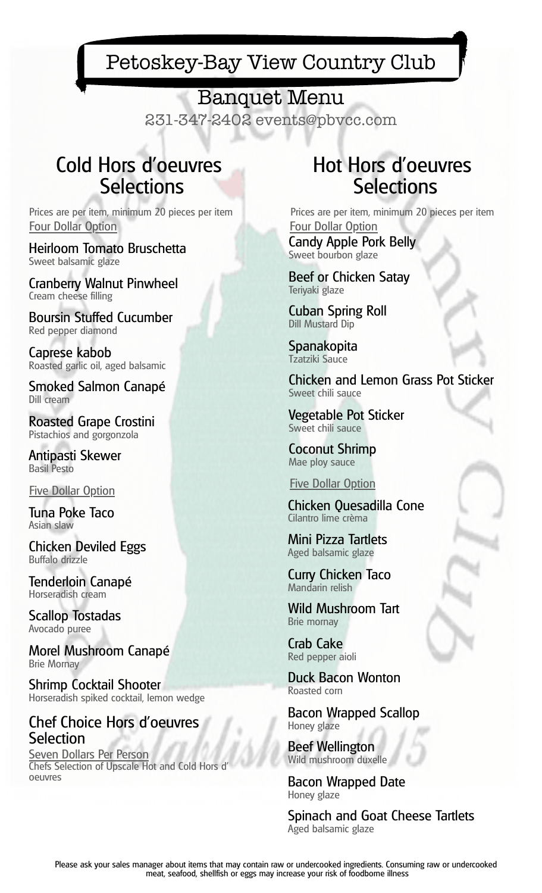# Petoskey-Bay View Country Club

## Banquet Menu

231-347-2402 events@pbvcc.com

## Cold Hors d'oeuvres Selections

Prices are per item, minimum 20 pieces per item

Four Dollar Option

**Heirloom Tomato Bruschetta**
Sweet balsamic glaze

**Cranberry Walnut Pinwheel**
Cream cheese filling

**Boursin Stuffed Cucumber**
Red pepper diamond

**Caprese kabob**
Roasted garlic oil, aged balsamic

**Smoked Salmon Canapé**
Dill cream

**Roasted Grape Crostini**
Pistachios and gorgonzola

**Antipasti Skewer**
Basil Pesto

Five Dollar Option

**Tuna Poke Taco**
Asian slaw

**Chicken Deviled Eggs**
Buffalo drizzle

**Tenderloin Canapé**
Horseradish cream

**Scallop Tostadas**
Avocado puree

**Morel Mushroom Canapé**
Brie Mornay

**Shrimp Cocktail Shooter**
Horseradish spiked cocktail, lemon wedge

### Chef Choice Hors d'oeuvres Selection

Seven Dollars Per Person

Chefs Selection of Upscale Hot and Cold Hors d' oeuvres

## Hot Hors d'oeuvres Selections

Prices are per item, minimum 20 pieces per item

Four Dollar Option

**Candy Apple Pork Belly**
Sweet bourbon glaze

**Beef or Chicken Satay**
Teriyaki glaze

**Cuban Spring Roll**
Dill Mustard Dip

**Spanakopita**
Tzatziki Sauce

**Chicken and Lemon Grass Pot Sticker**
Sweet chili sauce

**Vegetable Pot Sticker**
Sweet chili sauce

**Coconut Shrimp**
Mae ploy sauce

Five Dollar Option

**Chicken Quesadilla Cone**
Cilantro lime crèma

**Mini Pizza Tartlets**
Aged balsamic glaze

**Curry Chicken Taco**
Mandarin relish

**Wild Mushroom Tart**
Brie mornay

**Crab Cake**
Red pepper aioli

**Duck Bacon Wonton**
Roasted corn

**Bacon Wrapped Scallop**
Honey glaze

**Beef Wellington**
Wild mushroom duxelle

**Bacon Wrapped Date**
Honey glaze

**Spinach and Goat Cheese Tartlets**
Aged balsamic glaze

Please ask your sales manager about items that may contain raw or undercooked ingredients. Consuming raw or undercooked meat, seafood, shellfish or eggs may increase your risk of foodborne illness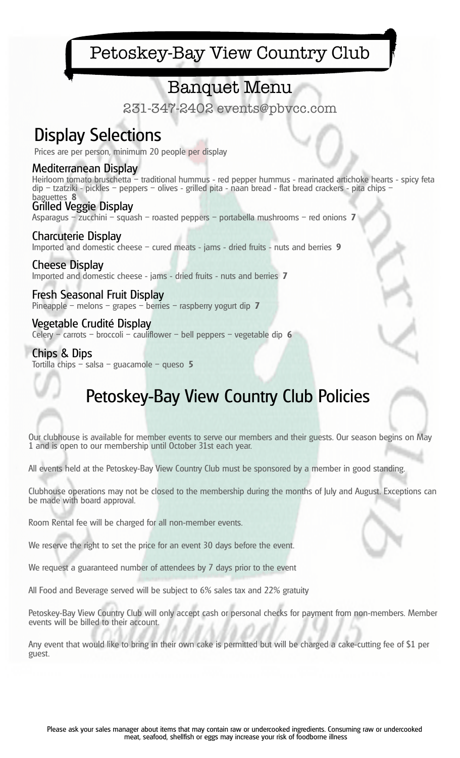# Petoskey-Bay View Country Club

## Banquet Menu

231-347-2402 events@pbvcc.com

## Display Selections

Prices are per person, minimum 20 people per display

### Mediterranean Display

Heirloom tomato bruschetta – traditional hummus - red pepper hummus - marinated artichoke hearts - spicy feta dip – tzatziki - pickles – peppers – olives - grilled pita - naan bread - flat bread crackers - pita chips – baguettes **8**

### Grilled Veggie Display

Asparagus – zucchini – squash – roasted peppers – portabella mushrooms – red onions **7**

### Charcuterie Display

Imported and domestic cheese – cured meats - jams - dried fruits - nuts and berries **9**

### Cheese Display

Imported and domestic cheese - jams - dried fruits - nuts and berries **7**

### Fresh Seasonal Fruit Display

Pineapple – melons – grapes – berries – raspberry yogurt dip **7**

### Vegetable Crudité Display

Celery – carrots – broccoli – cauliflower – bell peppers – vegetable dip **6**

### Chips & Dips

Tortilla chips – salsa – guacamole – queso **5**

## Petoskey-Bay View Country Club Policies

Our clubhouse is available for member events to serve our members and their guests. Our season begins on May 1 and is open to our membership until October 31st each year.

All events held at the Petoskey-Bay View Country Club must be sponsored by a member in good standing.

Clubhouse operations may not be closed to the membership during the months of July and August. Exceptions can be made with board approval.

Room Rental fee will be charged for all non-member events.

We reserve the right to set the price for an event 30 days before the event.

We request a guaranteed number of attendees by 7 days prior to the event

All Food and Beverage served will be subject to 6% sales tax and 22% gratuity

Petoskey-Bay View Country Club will only accept cash or personal checks for payment from non-members. Member events will be billed to their account.

Any event that would like to bring in their own cake is permitted but will be charged a cake-cutting fee of $1 per guest.

Please ask your sales manager about items that may contain raw or undercooked ingredients. Consuming raw or undercooked meat, seafood, shellfish or eggs may increase your risk of foodborne illness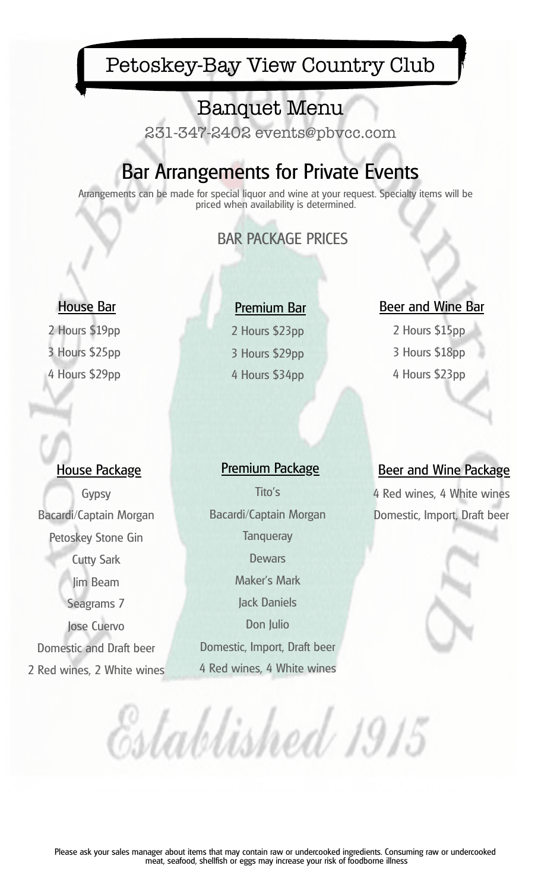# Petoskey-Bay View Country Club

## Banquet Menu

231-347-2402 events@pbvcc.com

## Bar Arrangements for Private Events

Arrangements can be made for special liquor and wine at your request. Specialty items will be priced when availability is determined.

### BAR PACKAGE PRICES

**House Bar**

2 Hours $19pp

3 Hours $25pp

4 Hours $29pp

**Premium Bar**

2 Hours $23pp

3 Hours $29pp

4 Hours $34pp

**Beer and Wine Bar**

2 Hours $15pp

3 Hours $18pp

4 Hours $23pp

**House Package**

Gypsy

Bacardi/Captain Morgan

Petoskey Stone Gin

Cutty Sark

Jim Beam

Seagrams 7

Jose Cuervo

Domestic and Draft beer

2 Red wines, 2 White wines

**Premium Package**

Tito's

Bacardi/Captain Morgan

Tanqueray

Dewars

Maker's Mark

Jack Daniels

Don Julio

Domestic, Import, Draft beer

4 Red wines, 4 White wines

**Beer and Wine Package**

4 Red wines, 4 White wines

Domestic, Import, Draft beer

*Established 1915*

Please ask your sales manager about items that may contain raw or undercooked ingredients. Consuming raw or undercooked meat, seafood, shellfish or eggs may increase your risk of foodborne illness